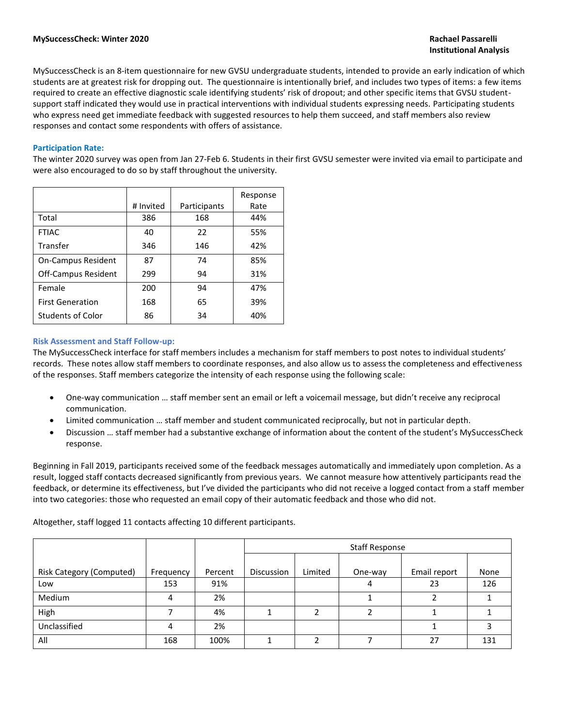**MySuccessCheck: Winter 2020**

**Rachael Passarelli**
**Institutional Analysis**

MySuccessCheck is an 8-item questionnaire for new GVSU undergraduate students, intended to provide an early indication of which students are at greatest risk for dropping out. The questionnaire is intentionally brief, and includes two types of items: a few items required to create an effective diagnostic scale identifying students' risk of dropout; and other specific items that GVSU student-support staff indicated they would use in practical interventions with individual students expressing needs. Participating students who express need get immediate feedback with suggested resources to help them succeed, and staff members also review responses and contact some respondents with offers of assistance.

### Participation Rate:

The winter 2020 survey was open from Jan 27-Feb 6. Students in their first GVSU semester were invited via email to participate and were also encouraged to do so by staff throughout the university.

| | # Invited | Participants | Response Rate |
|---|---|---|---|
| Total | 386 | 168 | 44% |
| FTIAC | 40 | 22 | 55% |
| Transfer | 346 | 146 | 42% |
| On-Campus Resident | 87 | 74 | 85% |
| Off-Campus Resident | 299 | 94 | 31% |
| Female | 200 | 94 | 47% |
| First Generation | 168 | 65 | 39% |
| Students of Color | 86 | 34 | 40% |

### Risk Assessment and Staff Follow-up:

The MySuccessCheck interface for staff members includes a mechanism for staff members to post notes to individual students' records. These notes allow staff members to coordinate responses, and also allow us to assess the completeness and effectiveness of the responses. Staff members categorize the intensity of each response using the following scale:

- One-way communication … staff member sent an email or left a voicemail message, but didn't receive any reciprocal communication.
- Limited communication … staff member and student communicated reciprocally, but not in particular depth.
- Discussion … staff member had a substantive exchange of information about the content of the student's MySuccessCheck response.

Beginning in Fall 2019, participants received some of the feedback messages automatically and immediately upon completion. As a result, logged staff contacts decreased significantly from previous years. We cannot measure how attentively participants read the feedback, or determine its effectiveness, but I've divided the participants who did not receive a logged contact from a staff member into two categories: those who requested an email copy of their automatic feedback and those who did not.

Altogether, staff logged 11 contacts affecting 10 different participants.

| | | | Staff Response | | | | |
|---|---|---|---|---|---|---|---|
| Risk Category (Computed) | Frequency | Percent | Discussion | Limited | One-way | Email report | None |
| Low | 153 | 91% | | | 4 | 23 | 126 |
| Medium | 4 | 2% | | | 1 | 2 | 1 |
| High | 7 | 4% | 1 | 2 | 2 | 1 | 1 |
| Unclassified | 4 | 2% | | | | 1 | 3 |
| All | 168 | 100% | 1 | 2 | 7 | 27 | 131 |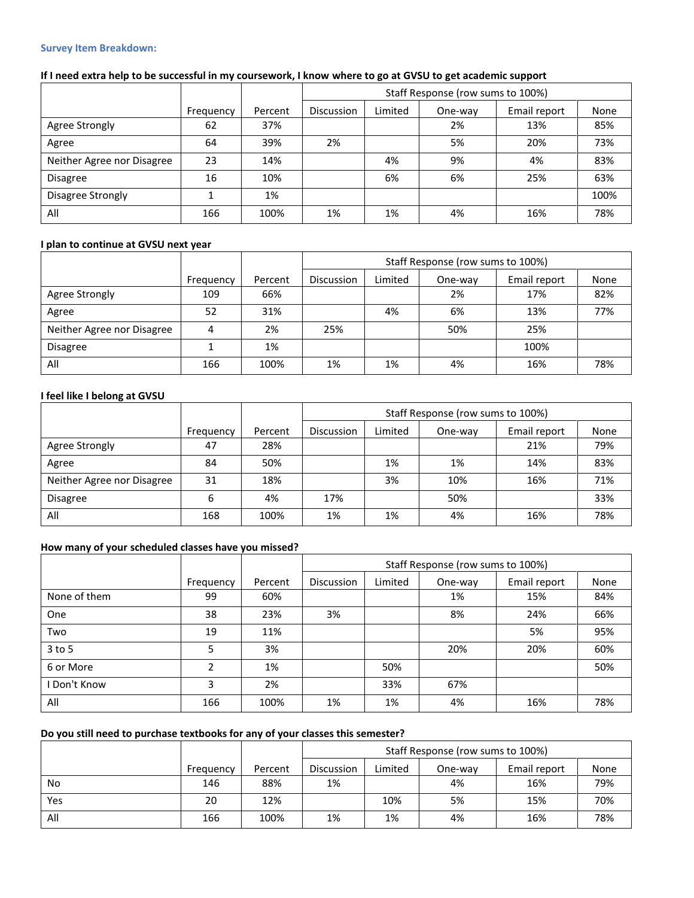### Survey Item Breakdown:

**If I need extra help to be successful in my coursework, I know where to go at GVSU to get academic support**

| | | | Staff Response (row sums to 100%) | | | | |
|---|---|---|---|---|---|---|---|
| | Frequency | Percent | Discussion | Limited | One-way | Email report | None |
| Agree Strongly | 62 | 37% | | | 2% | 13% | 85% |
| Agree | 64 | 39% | 2% | | 5% | 20% | 73% |
| Neither Agree nor Disagree | 23 | 14% | | 4% | 9% | 4% | 83% |
| Disagree | 16 | 10% | | 6% | 6% | 25% | 63% |
| Disagree Strongly | 1 | 1% | | | | | 100% |
| All | 166 | 100% | 1% | 1% | 4% | 16% | 78% |

**I plan to continue at GVSU next year**

| | | | Staff Response (row sums to 100%) | | | | |
|---|---|---|---|---|---|---|---|
| | Frequency | Percent | Discussion | Limited | One-way | Email report | None |
| Agree Strongly | 109 | 66% | | | 2% | 17% | 82% |
| Agree | 52 | 31% | | 4% | 6% | 13% | 77% |
| Neither Agree nor Disagree | 4 | 2% | 25% | | 50% | 25% | |
| Disagree | 1 | 1% | | | | 100% | |
| All | 166 | 100% | 1% | 1% | 4% | 16% | 78% |

**I feel like I belong at GVSU**

| | | | Staff Response (row sums to 100%) | | | | |
|---|---|---|---|---|---|---|---|
| | Frequency | Percent | Discussion | Limited | One-way | Email report | None |
| Agree Strongly | 47 | 28% | | | | 21% | 79% |
| Agree | 84 | 50% | | 1% | 1% | 14% | 83% |
| Neither Agree nor Disagree | 31 | 18% | | 3% | 10% | 16% | 71% |
| Disagree | 6 | 4% | 17% | | 50% | | 33% |
| All | 168 | 100% | 1% | 1% | 4% | 16% | 78% |

**How many of your scheduled classes have you missed?**

| | | | Staff Response (row sums to 100%) | | | | |
|---|---|---|---|---|---|---|---|
| | Frequency | Percent | Discussion | Limited | One-way | Email report | None |
| None of them | 99 | 60% | | | 1% | 15% | 84% |
| One | 38 | 23% | 3% | | 8% | 24% | 66% |
| Two | 19 | 11% | | | | 5% | 95% |
| 3 to 5 | 5 | 3% | | | 20% | 20% | 60% |
| 6 or More | 2 | 1% | | 50% | | | 50% |
| I Don't Know | 3 | 2% | | 33% | 67% | | |
| All | 166 | 100% | 1% | 1% | 4% | 16% | 78% |

**Do you still need to purchase textbooks for any of your classes this semester?**

| | | | Staff Response (row sums to 100%) | | | | |
|---|---|---|---|---|---|---|---|
| | Frequency | Percent | Discussion | Limited | One-way | Email report | None |
| No | 146 | 88% | 1% | | 4% | 16% | 79% |
| Yes | 20 | 12% | | 10% | 5% | 15% | 70% |
| All | 166 | 100% | 1% | 1% | 4% | 16% | 78% |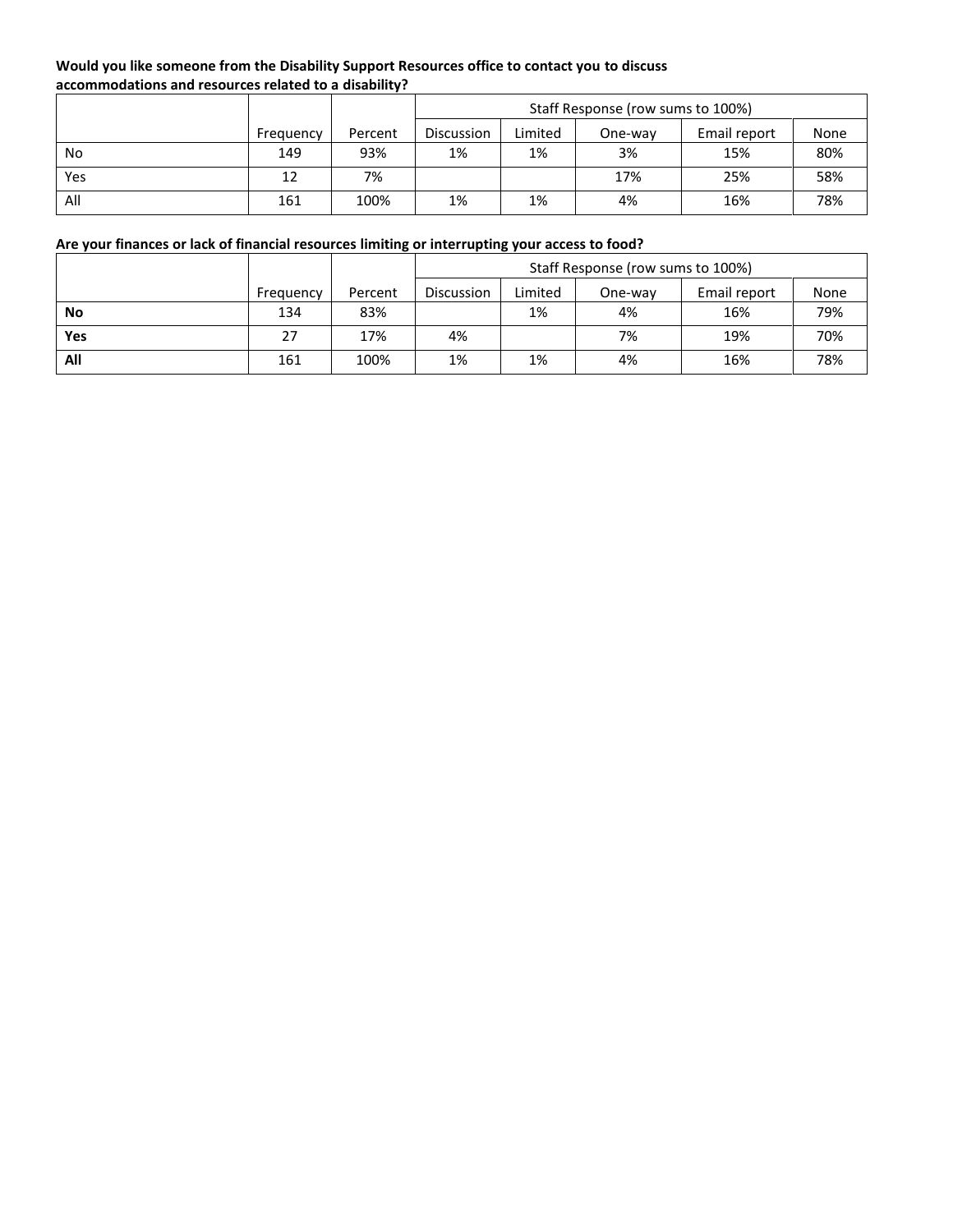**Would you like someone from the Disability Support Resources office to contact you to discuss accommodations and resources related to a disability?**

| | | | Staff Response (row sums to 100%) | | | | |
|---|---|---|---|---|---|---|---|
| | Frequency | Percent | Discussion | Limited | One-way | Email report | None |
| No | 149 | 93% | 1% | 1% | 3% | 15% | 80% |
| Yes | 12 | 7% | | | 17% | 25% | 58% |
| All | 161 | 100% | 1% | 1% | 4% | 16% | 78% |

**Are your finances or lack of financial resources limiting or interrupting your access to food?**

| | | | Staff Response (row sums to 100%) | | | | |
|---|---|---|---|---|---|---|---|
| | Frequency | Percent | Discussion | Limited | One-way | Email report | None |
| **No** | 134 | 83% | | 1% | 4% | 16% | 79% |
| **Yes** | 27 | 17% | 4% | | 7% | 19% | 70% |
| **All** | 161 | 100% | 1% | 1% | 4% | 16% | 78% |